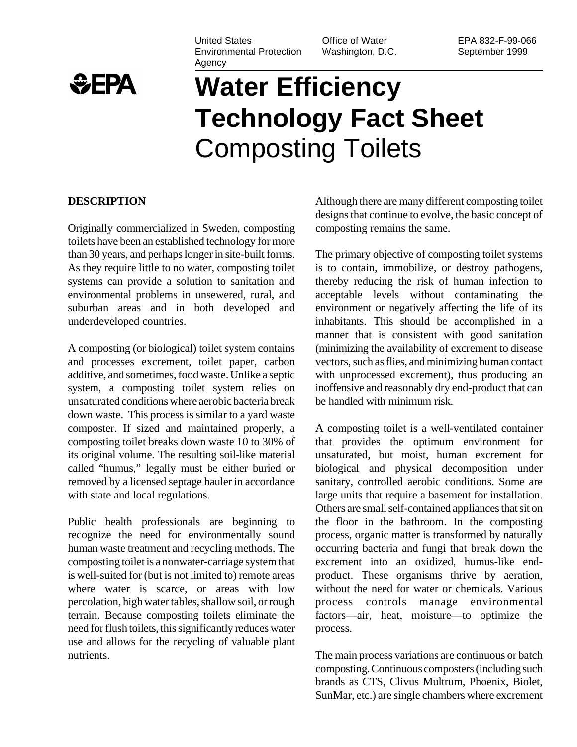United States Environmental Protection Agency | Office of Water Washington, D.C. | EPA 832-F-99-066 September 1999

# Water Efficiency Technology Fact Sheet Composting Toilets

## DESCRIPTION

Originally commercialized in Sweden, composting toilets have been an established technology for more than 30 years, and perhaps longer in site-built forms. As they require little to no water, composting toilet systems can provide a solution to sanitation and environmental problems in unsewered, rural, and suburban areas and in both developed and underdeveloped countries.

A composting (or biological) toilet system contains and processes excrement, toilet paper, carbon additive, and sometimes, food waste. Unlike a septic system, a composting toilet system relies on unsaturated conditions where aerobic bacteria break down waste. This process is similar to a yard waste composter. If sized and maintained properly, a composting toilet breaks down waste 10 to 30% of its original volume. The resulting soil-like material called "humus," legally must be either buried or removed by a licensed septage hauler in accordance with state and local regulations.

Public health professionals are beginning to recognize the need for environmentally sound human waste treatment and recycling methods. The composting toilet is a nonwater-carriage system that is well-suited for (but is not limited to) remote areas where water is scarce, or areas with low percolation, high water tables, shallow soil, or rough terrain. Because composting toilets eliminate the need for flush toilets, this significantly reduces water use and allows for the recycling of valuable plant nutrients.

Although there are many different composting toilet designs that continue to evolve, the basic concept of composting remains the same.

The primary objective of composting toilet systems is to contain, immobilize, or destroy pathogens, thereby reducing the risk of human infection to acceptable levels without contaminating the environment or negatively affecting the life of its inhabitants. This should be accomplished in a manner that is consistent with good sanitation (minimizing the availability of excrement to disease vectors, such as flies, and minimizing human contact with unprocessed excrement), thus producing an inoffensive and reasonably dry end-product that can be handled with minimum risk.

A composting toilet is a well-ventilated container that provides the optimum environment for unsaturated, but moist, human excrement for biological and physical decomposition under sanitary, controlled aerobic conditions. Some are large units that require a basement for installation. Others are small self-contained appliances that sit on the floor in the bathroom. In the composting process, organic matter is transformed by naturally occurring bacteria and fungi that break down the excrement into an oxidized, humus-like end-product. These organisms thrive by aeration, without the need for water or chemicals. Various process controls manage environmental factors—air, heat, moisture—to optimize the process.

The main process variations are continuous or batch composting. Continuous composters (including such brands as CTS, Clivus Multrum, Phoenix, Biolet, SunMar, etc.) are single chambers where excrement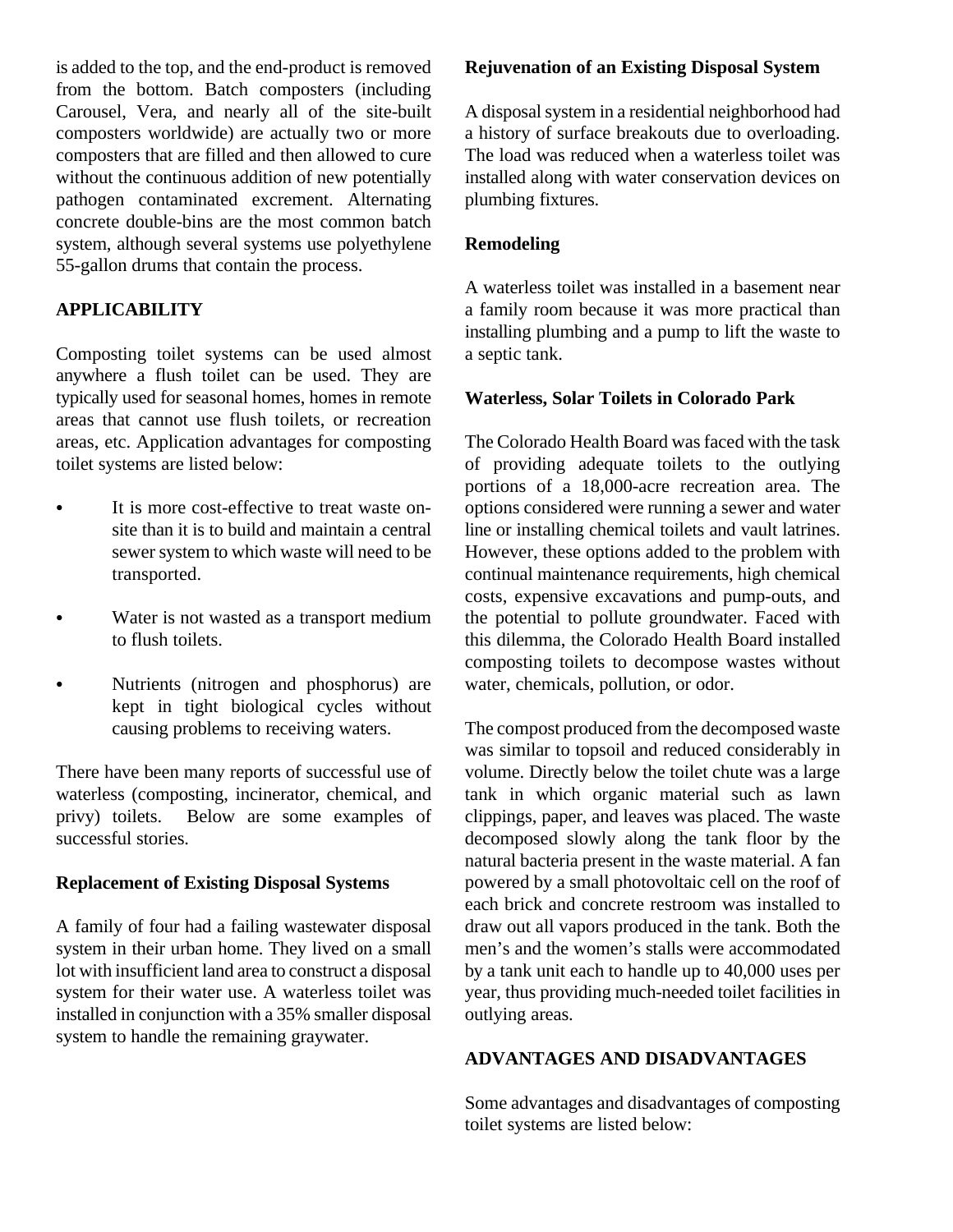is added to the top, and the end-product is removed from the bottom. Batch composters (including Carousel, Vera, and nearly all of the site-built composters worldwide) are actually two or more composters that are filled and then allowed to cure without the continuous addition of new potentially pathogen contaminated excrement. Alternating concrete double-bins are the most common batch system, although several systems use polyethylene 55-gallon drums that contain the process.

## APPLICABILITY

Composting toilet systems can be used almost anywhere a flush toilet can be used. They are typically used for seasonal homes, homes in remote areas that cannot use flush toilets, or recreation areas, etc. Application advantages for composting toilet systems are listed below:

- It is more cost-effective to treat waste on-site than it is to build and maintain a central sewer system to which waste will need to be transported.
- Water is not wasted as a transport medium to flush toilets.
- Nutrients (nitrogen and phosphorus) are kept in tight biological cycles without causing problems to receiving waters.

There have been many reports of successful use of waterless (composting, incinerator, chemical, and privy) toilets. Below are some examples of successful stories.

### Replacement of Existing Disposal Systems

A family of four had a failing wastewater disposal system in their urban home. They lived on a small lot with insufficient land area to construct a disposal system for their water use. A waterless toilet was installed in conjunction with a 35% smaller disposal system to handle the remaining graywater.

### Rejuvenation of an Existing Disposal System

A disposal system in a residential neighborhood had a history of surface breakouts due to overloading. The load was reduced when a waterless toilet was installed along with water conservation devices on plumbing fixtures.

### Remodeling

A waterless toilet was installed in a basement near a family room because it was more practical than installing plumbing and a pump to lift the waste to a septic tank.

### Waterless, Solar Toilets in Colorado Park

The Colorado Health Board was faced with the task of providing adequate toilets to the outlying portions of a 18,000-acre recreation area. The options considered were running a sewer and water line or installing chemical toilets and vault latrines. However, these options added to the problem with continual maintenance requirements, high chemical costs, expensive excavations and pump-outs, and the potential to pollute groundwater. Faced with this dilemma, the Colorado Health Board installed composting toilets to decompose wastes without water, chemicals, pollution, or odor.

The compost produced from the decomposed waste was similar to topsoil and reduced considerably in volume. Directly below the toilet chute was a large tank in which organic material such as lawn clippings, paper, and leaves was placed. The waste decomposed slowly along the tank floor by the natural bacteria present in the waste material. A fan powered by a small photovoltaic cell on the roof of each brick and concrete restroom was installed to draw out all vapors produced in the tank. Both the men's and the women's stalls were accommodated by a tank unit each to handle up to 40,000 uses per year, thus providing much-needed toilet facilities in outlying areas.

## ADVANTAGES AND DISADVANTAGES

Some advantages and disadvantages of composting toilet systems are listed below: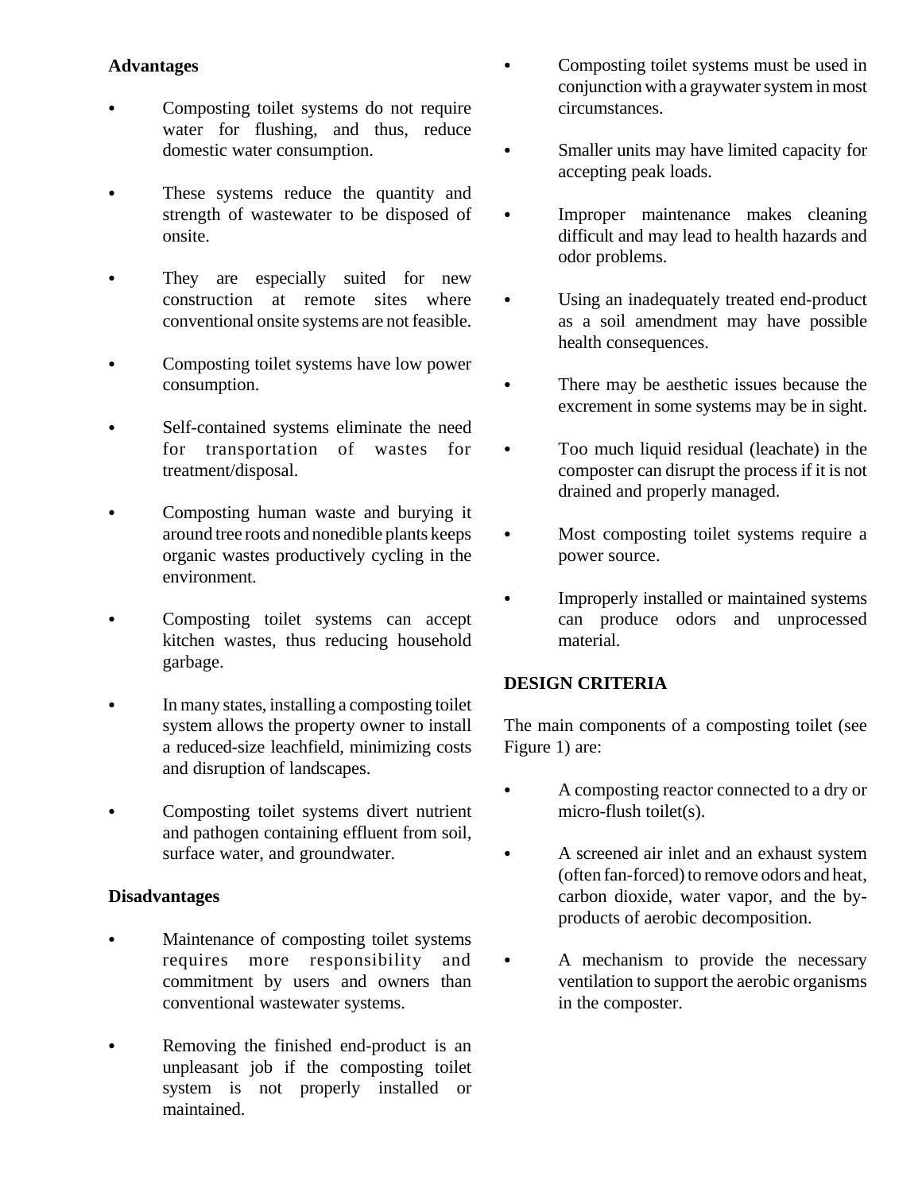### Advantages

- Composting toilet systems do not require water for flushing, and thus, reduce domestic water consumption.
- These systems reduce the quantity and strength of wastewater to be disposed of onsite.
- They are especially suited for new construction at remote sites where conventional onsite systems are not feasible.
- Composting toilet systems have low power consumption.
- Self-contained systems eliminate the need for transportation of wastes for treatment/disposal.
- Composting human waste and burying it around tree roots and nonedible plants keeps organic wastes productively cycling in the environment.
- Composting toilet systems can accept kitchen wastes, thus reducing household garbage.
- In many states, installing a composting toilet system allows the property owner to install a reduced-size leachfield, minimizing costs and disruption of landscapes.
- Composting toilet systems divert nutrient and pathogen containing effluent from soil, surface water, and groundwater.

### Disadvantages

- Maintenance of composting toilet systems requires more responsibility and commitment by users and owners than conventional wastewater systems.
- Removing the finished end-product is an unpleasant job if the composting toilet system is not properly installed or maintained.
- Composting toilet systems must be used in conjunction with a graywater system in most circumstances.
- Smaller units may have limited capacity for accepting peak loads.
- Improper maintenance makes cleaning difficult and may lead to health hazards and odor problems.
- Using an inadequately treated end-product as a soil amendment may have possible health consequences.
- There may be aesthetic issues because the excrement in some systems may be in sight.
- Too much liquid residual (leachate) in the composter can disrupt the process if it is not drained and properly managed.
- Most composting toilet systems require a power source.
- Improperly installed or maintained systems can produce odors and unprocessed material.

## DESIGN CRITERIA

The main components of a composting toilet (see Figure 1) are:

- A composting reactor connected to a dry or micro-flush toilet(s).
- A screened air inlet and an exhaust system (often fan-forced) to remove odors and heat, carbon dioxide, water vapor, and the by-products of aerobic decomposition.
- A mechanism to provide the necessary ventilation to support the aerobic organisms in the composter.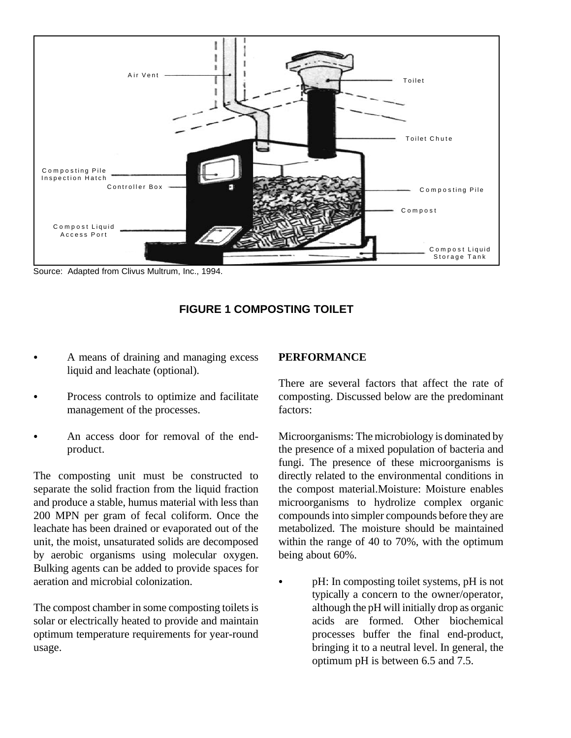Source: Adapted from Clivus Multrum, Inc., 1994.

**FIGURE 1 COMPOSTING TOILET**

- A means of draining and managing excess liquid and leachate (optional).
- Process controls to optimize and facilitate management of the processes.
- An access door for removal of the end-product.

The composting unit must be constructed to separate the solid fraction from the liquid fraction and produce a stable, humus material with less than 200 MPN per gram of fecal coliform. Once the leachate has been drained or evaporated out of the unit, the moist, unsaturated solids are decomposed by aerobic organisms using molecular oxygen. Bulking agents can be added to provide spaces for aeration and microbial colonization.

The compost chamber in some composting toilets is solar or electrically heated to provide and maintain optimum temperature requirements for year-round usage.

**PERFORMANCE**

There are several factors that affect the rate of composting. Discussed below are the predominant factors:

Microorganisms: The microbiology is dominated by the presence of a mixed population of bacteria and fungi. The presence of these microorganisms is directly related to the environmental conditions in the compost material.Moisture: Moisture enables microorganisms to hydrolize complex organic compounds into simpler compounds before they are metabolized. The moisture should be maintained within the range of 40 to 70%, with the optimum being about 60%.

- pH: In composting toilet systems, pH is not typically a concern to the owner/operator, although the pH will initially drop as organic acids are formed. Other biochemical processes buffer the final end-product, bringing it to a neutral level. In general, the optimum pH is between 6.5 and 7.5.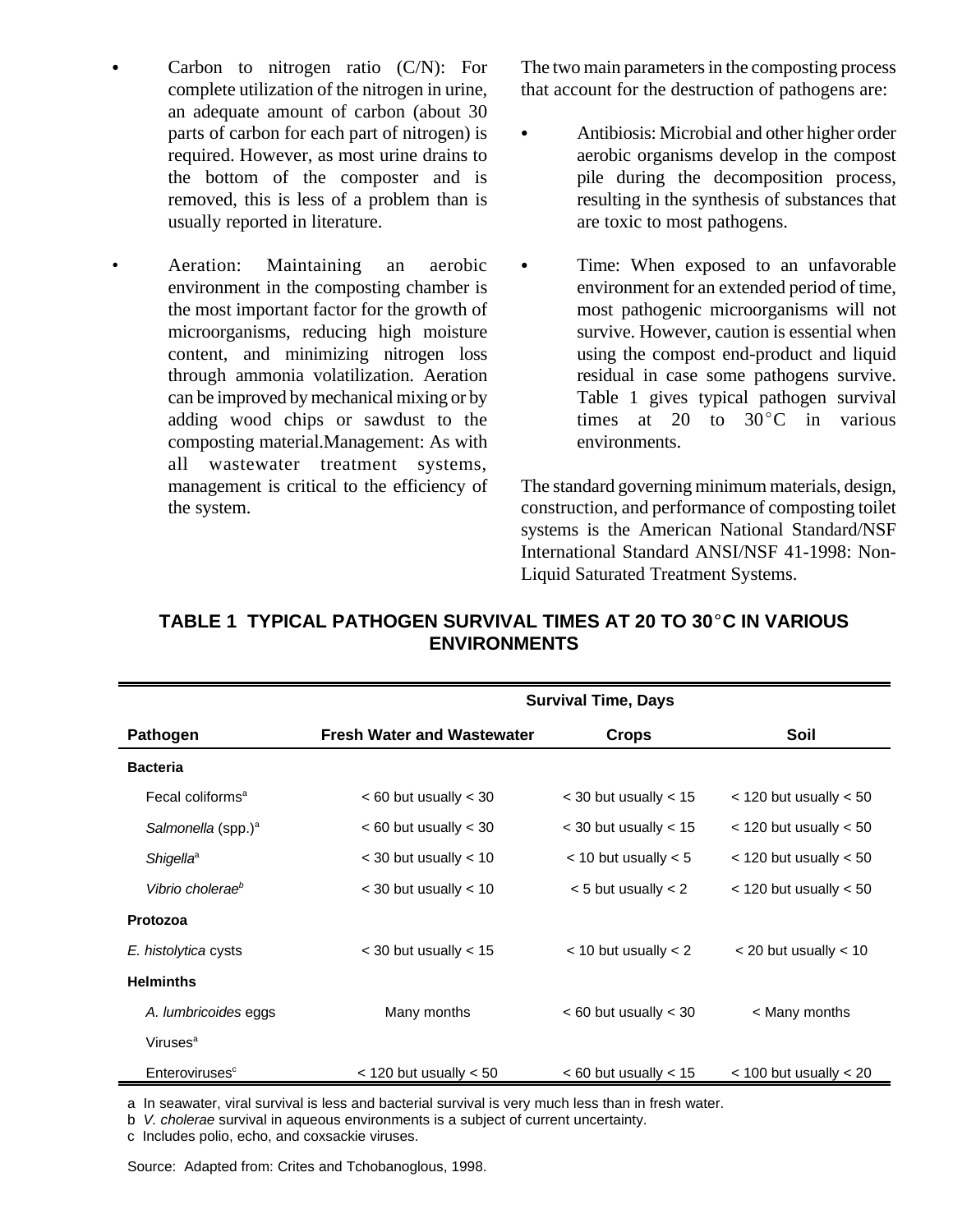- Carbon to nitrogen ratio (C/N): For complete utilization of the nitrogen in urine, an adequate amount of carbon (about 30 parts of carbon for each part of nitrogen) is required. However, as most urine drains to the bottom of the composter and is removed, this is less of a problem than is usually reported in literature.

- Aeration: Maintaining an aerobic environment in the composting chamber is the most important factor for the growth of microorganisms, reducing high moisture content, and minimizing nitrogen loss through ammonia volatilization. Aeration can be improved by mechanical mixing or by adding wood chips or sawdust to the composting material.Management: As with all wastewater treatment systems, management is critical to the efficiency of the system.

The two main parameters in the composting process that account for the destruction of pathogens are:

- Antibiosis: Microbial and other higher order aerobic organisms develop in the compost pile during the decomposition process, resulting in the synthesis of substances that are toxic to most pathogens.

- Time: When exposed to an unfavorable environment for an extended period of time, most pathogenic microorganisms will not survive. However, caution is essential when using the compost end-product and liquid residual in case some pathogens survive. Table 1 gives typical pathogen survival times at 20 to 30°C in various environments.

The standard governing minimum materials, design, construction, and performance of composting toilet systems is the American National Standard/NSF International Standard ANSI/NSF 41-1998: Non-Liquid Saturated Treatment Systems.

## TABLE 1 TYPICAL PATHOGEN SURVIVAL TIMES AT 20 TO 30°C IN VARIOUS ENVIRONMENTS

| | Survival Time, Days | | |
|---|---|---|---|
| **Pathogen** | **Fresh Water and Wastewater** | **Crops** | **Soil** |
| **Bacteria** | | | |
| Fecal coliforms[a] | < 60 but usually < 30 | < 30 but usually < 15 | < 120 but usually < 50 |
| *Salmonella* (spp.)[a] | < 60 but usually < 30 | < 30 but usually < 15 | < 120 but usually < 50 |
| *Shigella*[a] | < 30 but usually < 10 | < 10 but usually < 5 | < 120 but usually < 50 |
| *Vibrio cholerae*[b] | < 30 but usually < 10 | < 5 but usually < 2 | < 120 but usually < 50 |
| **Protozoa** | | | |
| *E. histolytica* cysts | < 30 but usually < 15 | < 10 but usually < 2 | < 20 but usually < 10 |
| **Helminths** | | | |
| *A. lumbricoides* eggs | Many months | < 60 but usually < 30 | < Many months |
| Viruses[a] | | | |
| Enteroviruses[c] | < 120 but usually < 50 | < 60 but usually < 15 | < 100 but usually < 20 |

a In seawater, viral survival is less and bacterial survival is very much less than in fresh water.

b *V. cholerae* survival in aqueous environments is a subject of current uncertainty.

c Includes polio, echo, and coxsackie viruses.

Source: Adapted from: Crites and Tchobanoglous, 1998.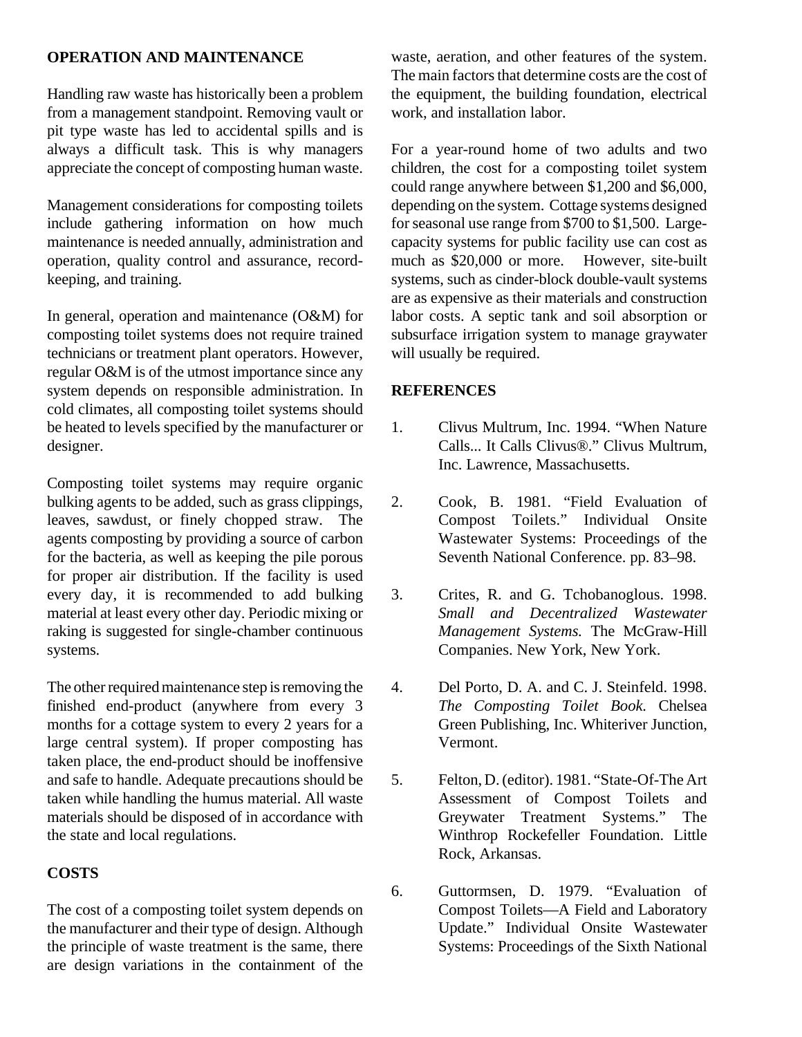## OPERATION AND MAINTENANCE

Handling raw waste has historically been a problem from a management standpoint. Removing vault or pit type waste has led to accidental spills and is always a difficult task. This is why managers appreciate the concept of composting human waste.

Management considerations for composting toilets include gathering information on how much maintenance is needed annually, administration and operation, quality control and assurance, record-keeping, and training.

In general, operation and maintenance (O&M) for composting toilet systems does not require trained technicians or treatment plant operators. However, regular O&M is of the utmost importance since any system depends on responsible administration. In cold climates, all composting toilet systems should be heated to levels specified by the manufacturer or designer.

Composting toilet systems may require organic bulking agents to be added, such as grass clippings, leaves, sawdust, or finely chopped straw. The agents composting by providing a source of carbon for the bacteria, as well as keeping the pile porous for proper air distribution. If the facility is used every day, it is recommended to add bulking material at least every other day. Periodic mixing or raking is suggested for single-chamber continuous systems.

The other required maintenance step is removing the finished end-product (anywhere from every 3 months for a cottage system to every 2 years for a large central system). If proper composting has taken place, the end-product should be inoffensive and safe to handle. Adequate precautions should be taken while handling the humus material. All waste materials should be disposed of in accordance with the state and local regulations.

## COSTS

The cost of a composting toilet system depends on the manufacturer and their type of design. Although the principle of waste treatment is the same, there are design variations in the containment of the waste, aeration, and other features of the system. The main factors that determine costs are the cost of the equipment, the building foundation, electrical work, and installation labor.

For a year-round home of two adults and two children, the cost for a composting toilet system could range anywhere between $1,200 and $6,000, depending on the system. Cottage systems designed for seasonal use range from $700 to $1,500. Large-capacity systems for public facility use can cost as much as $20,000 or more. However, site-built systems, such as cinder-block double-vault systems are as expensive as their materials and construction labor costs. A septic tank and soil absorption or subsurface irrigation system to manage graywater will usually be required.

## REFERENCES

1. Clivus Multrum, Inc. 1994. "When Nature Calls... It Calls Clivus®." Clivus Multrum, Inc. Lawrence, Massachusetts.

2. Cook, B. 1981. "Field Evaluation of Compost Toilets." Individual Onsite Wastewater Systems: Proceedings of the Seventh National Conference. pp. 83–98.

3. Crites, R. and G. Tchobanoglous. 1998. *Small and Decentralized Wastewater Management Systems.* The McGraw-Hill Companies. New York, New York.

4. Del Porto, D. A. and C. J. Steinfeld. 1998. *The Composting Toilet Book.* Chelsea Green Publishing, Inc. Whiteriver Junction, Vermont.

5. Felton, D. (editor). 1981. "State-Of-The Art Assessment of Compost Toilets and Greywater Treatment Systems." The Winthrop Rockefeller Foundation. Little Rock, Arkansas.

6. Guttormsen, D. 1979. "Evaluation of Compost Toilets—A Field and Laboratory Update." Individual Onsite Wastewater Systems: Proceedings of the Sixth National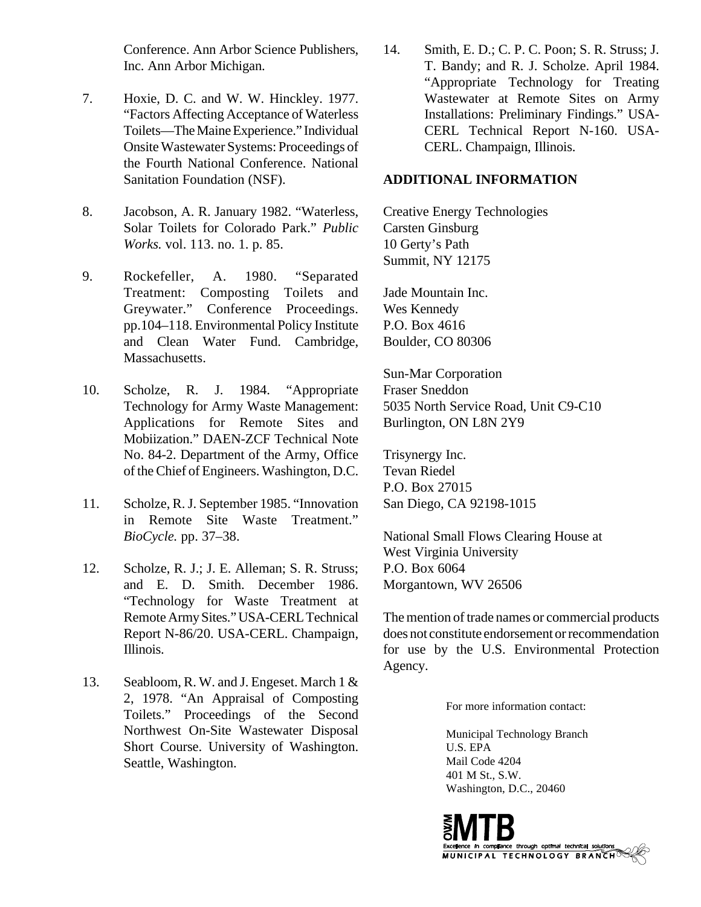Conference. Ann Arbor Science Publishers, Inc. Ann Arbor Michigan.

7. Hoxie, D. C. and W. W. Hinckley. 1977. "Factors Affecting Acceptance of Waterless Toilets—The Maine Experience." Individual Onsite Wastewater Systems: Proceedings of the Fourth National Conference. National Sanitation Foundation (NSF).

8. Jacobson, A. R. January 1982. "Waterless, Solar Toilets for Colorado Park." *Public Works.* vol. 113. no. 1. p. 85.

9. Rockefeller, A. 1980. "Separated Treatment: Composting Toilets and Greywater." Conference Proceedings. pp.104–118. Environmental Policy Institute and Clean Water Fund. Cambridge, Massachusetts.

10. Scholze, R. J. 1984. "Appropriate Technology for Army Waste Management: Applications for Remote Sites and Mobiization." DAEN-ZCF Technical Note No. 84-2. Department of the Army, Office of the Chief of Engineers. Washington, D.C.

11. Scholze, R. J. September 1985. "Innovation in Remote Site Waste Treatment." *BioCycle.* pp. 37–38.

12. Scholze, R. J.; J. E. Alleman; S. R. Struss; and E. D. Smith. December 1986. "Technology for Waste Treatment at Remote Army Sites." USA-CERL Technical Report N-86/20. USA-CERL. Champaign, Illinois.

13. Seabloom, R. W. and J. Engeset. March 1 & 2, 1978. "An Appraisal of Composting Toilets." Proceedings of the Second Northwest On-Site Wastewater Disposal Short Course. University of Washington. Seattle, Washington.

14. Smith, E. D.; C. P. C. Poon; S. R. Struss; J. T. Bandy; and R. J. Scholze. April 1984. "Appropriate Technology for Treating Wastewater at Remote Sites on Army Installations: Preliminary Findings." USA-CERL Technical Report N-160. USA-CERL. Champaign, Illinois.

## ADDITIONAL INFORMATION

Creative Energy Technologies
Carsten Ginsburg
10 Gerty's Path
Summit, NY 12175

Jade Mountain Inc.
Wes Kennedy
P.O. Box 4616
Boulder, CO 80306

Sun-Mar Corporation
Fraser Sneddon
5035 North Service Road, Unit C9-C10
Burlington, ON L8N 2Y9

Trisynergy Inc.
Tevan Riedel
P.O. Box 27015
San Diego, CA 92198-1015

National Small Flows Clearing House at
West Virginia University
P.O. Box 6064
Morgantown, WV 26506

The mention of trade names or commercial products does not constitute endorsement or recommendation for use by the U.S. Environmental Protection Agency.

For more information contact:

Municipal Technology Branch
U.S. EPA
Mail Code 4204
401 M St., S.W.
Washington, D.C., 20460

OWM MTB
Excellence in compliance through optimal technical solutions
MUNICIPAL TECHNOLOGY BRANCH